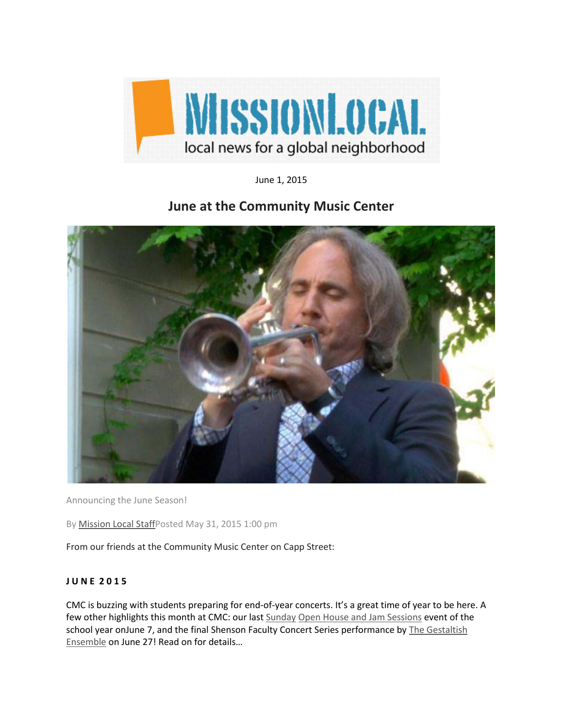MISSIONLOCAL
local news for a global neighborhood

June 1, 2015

# June at the Community Music Center

Announcing the June Season!

By Mission Local StaffPosted May 31, 2015 1:00 pm

From our friends at the Community Music Center on Capp Street:

**J U N E 2 0 1 5**

CMC is buzzing with students preparing for end-of-year concerts. It's a great time of year to be here. A few other highlights this month at CMC: our last Sunday Open House and Jam Sessions event of the school year onJune 7, and the final Shenson Faculty Concert Series performance by The Gestaltish Ensemble on June 27! Read on for details…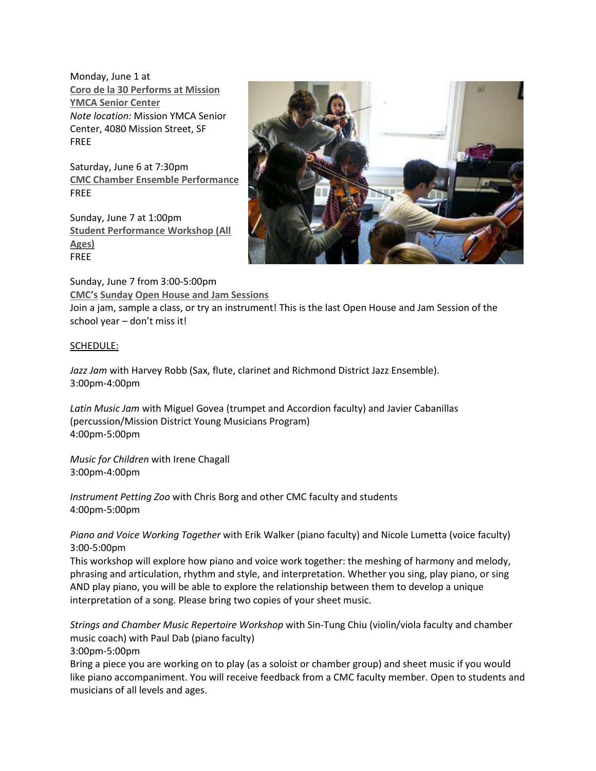Monday, June 1 at
**Coro de la 30 Performs at Mission YMCA Senior Center**
*Note location:* Mission YMCA Senior Center, 4080 Mission Street, SF
FREE

Saturday, June 6 at 7:30pm
**CMC Chamber Ensemble Performance**
FREE

Sunday, June 7 at 1:00pm
**Student Performance Workshop (All Ages)**
FREE

Sunday, June 7 from 3:00-5:00pm
**CMC's Sunday Open House and Jam Sessions**
Join a jam, sample a class, or try an instrument! This is the last Open House and Jam Session of the school year – don't miss it!

SCHEDULE:

*Jazz Jam* with Harvey Robb (Sax, flute, clarinet and Richmond District Jazz Ensemble).
3:00pm-4:00pm

*Latin Music Jam* with Miguel Govea (trumpet and Accordion faculty) and Javier Cabanillas (percussion/Mission District Young Musicians Program)
4:00pm-5:00pm

*Music for Children* with Irene Chagall
3:00pm-4:00pm

*Instrument Petting Zoo* with Chris Borg and other CMC faculty and students
4:00pm-5:00pm

*Piano and Voice Working Together* with Erik Walker (piano faculty) and Nicole Lumetta (voice faculty)
3:00-5:00pm
This workshop will explore how piano and voice work together: the meshing of harmony and melody, phrasing and articulation, rhythm and style, and interpretation. Whether you sing, play piano, or sing AND play piano, you will be able to explore the relationship between them to develop a unique interpretation of a song. Please bring two copies of your sheet music.

*Strings and Chamber Music Repertoire Workshop* with Sin-Tung Chiu (violin/viola faculty and chamber music coach) with Paul Dab (piano faculty)
3:00pm-5:00pm
Bring a piece you are working on to play (as a soloist or chamber group) and sheet music if you would like piano accompaniment. You will receive feedback from a CMC faculty member. Open to students and musicians of all levels and ages.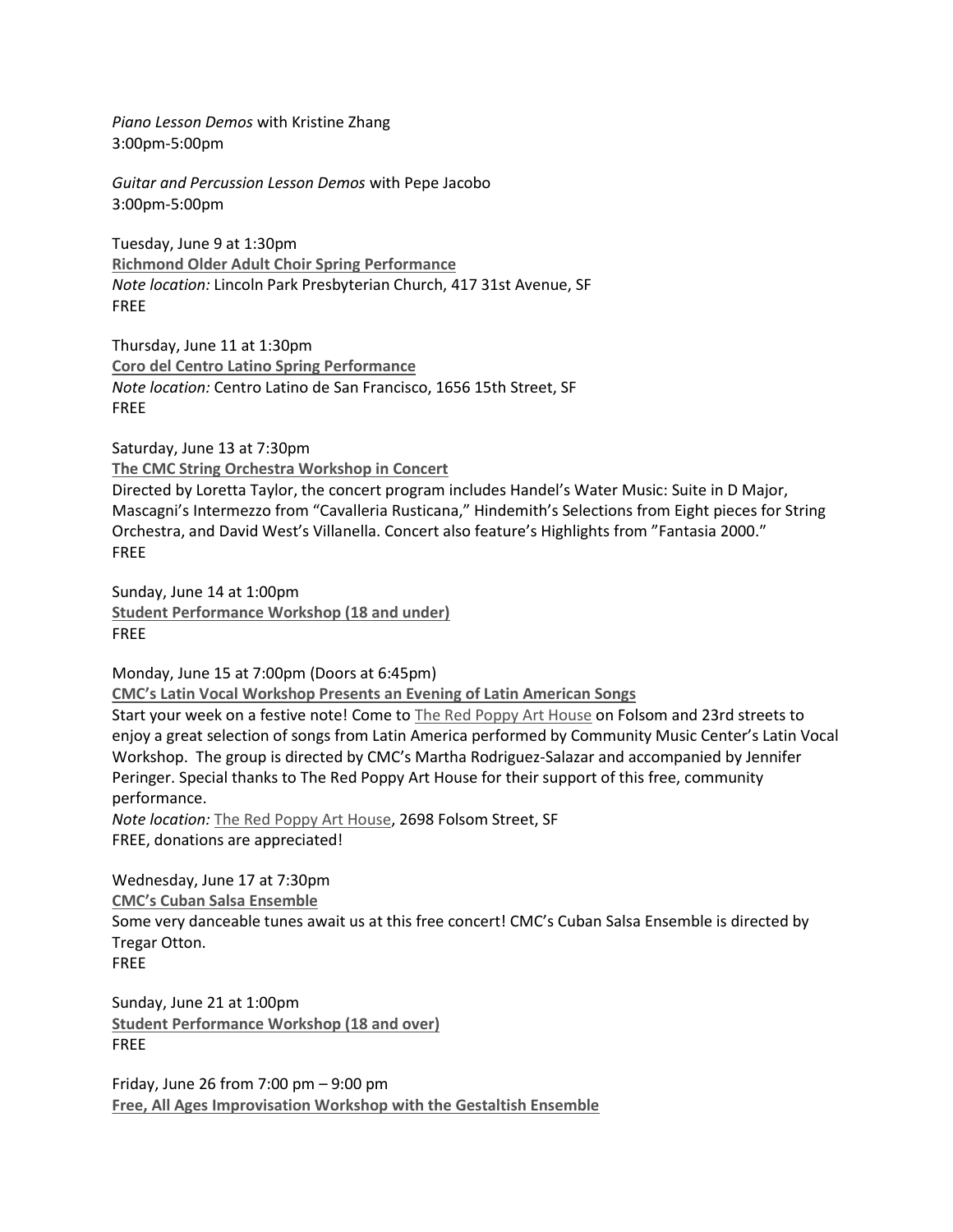*Piano Lesson Demos* with Kristine Zhang
3:00pm-5:00pm

*Guitar and Percussion Lesson Demos* with Pepe Jacobo
3:00pm-5:00pm

Tuesday, June 9 at 1:30pm
**Richmond Older Adult Choir Spring Performance**
*Note location:* Lincoln Park Presbyterian Church, 417 31st Avenue, SF
FREE

Thursday, June 11 at 1:30pm
**Coro del Centro Latino Spring Performance**
*Note location:* Centro Latino de San Francisco, 1656 15th Street, SF
FREE

Saturday, June 13 at 7:30pm
**The CMC String Orchestra Workshop in Concert**
Directed by Loretta Taylor, the concert program includes Handel's Water Music: Suite in D Major, Mascagni's Intermezzo from "Cavalleria Rusticana," Hindemith's Selections from Eight pieces for String Orchestra, and David West's Villanella. Concert also feature's Highlights from "Fantasia 2000."
FREE

Sunday, June 14 at 1:00pm
**Student Performance Workshop (18 and under)**
FREE

Monday, June 15 at 7:00pm (Doors at 6:45pm)
**CMC's Latin Vocal Workshop Presents an Evening of Latin American Songs**
Start your week on a festive note! Come to The Red Poppy Art House on Folsom and 23rd streets to enjoy a great selection of songs from Latin America performed by Community Music Center's Latin Vocal Workshop. The group is directed by CMC's Martha Rodriguez-Salazar and accompanied by Jennifer Peringer. Special thanks to The Red Poppy Art House for their support of this free, community performance.
*Note location:* The Red Poppy Art House, 2698 Folsom Street, SF
FREE, donations are appreciated!

Wednesday, June 17 at 7:30pm
**CMC's Cuban Salsa Ensemble**
Some very danceable tunes await us at this free concert! CMC's Cuban Salsa Ensemble is directed by Tregar Otton.
FREE

Sunday, June 21 at 1:00pm
**Student Performance Workshop (18 and over)**
FREE

Friday, June 26 from 7:00 pm – 9:00 pm
**Free, All Ages Improvisation Workshop with the Gestaltish Ensemble**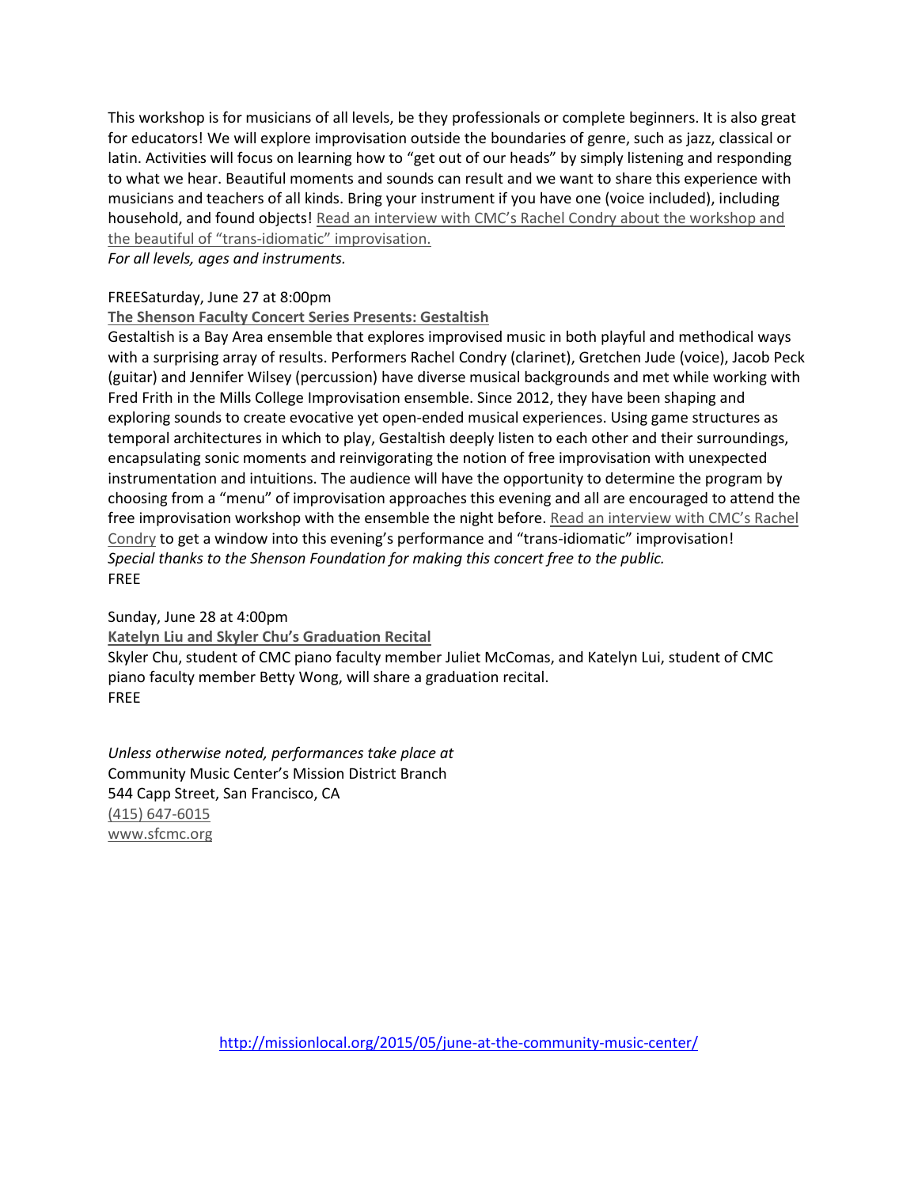This workshop is for musicians of all levels, be they professionals or complete beginners. It is also great for educators! We will explore improvisation outside the boundaries of genre, such as jazz, classical or latin. Activities will focus on learning how to "get out of our heads" by simply listening and responding to what we hear. Beautiful moments and sounds can result and we want to share this experience with musicians and teachers of all kinds. Bring your instrument if you have one (voice included), including household, and found objects! Read an interview with CMC's Rachel Condry about the workshop and the beautiful of "trans-idiomatic" improvisation.
*For all levels, ages and instruments.*

FREESaturday, June 27 at 8:00pm

**The Shenson Faculty Concert Series Presents: Gestaltish**

Gestaltish is a Bay Area ensemble that explores improvised music in both playful and methodical ways with a surprising array of results. Performers Rachel Condry (clarinet), Gretchen Jude (voice), Jacob Peck (guitar) and Jennifer Wilsey (percussion) have diverse musical backgrounds and met while working with Fred Frith in the Mills College Improvisation ensemble. Since 2012, they have been shaping and exploring sounds to create evocative yet open-ended musical experiences. Using game structures as temporal architectures in which to play, Gestaltish deeply listen to each other and their surroundings, encapsulating sonic moments and reinvigorating the notion of free improvisation with unexpected instrumentation and intuitions. The audience will have the opportunity to determine the program by choosing from a "menu" of improvisation approaches this evening and all are encouraged to attend the free improvisation workshop with the ensemble the night before. Read an interview with CMC's Rachel Condry to get a window into this evening's performance and "trans-idiomatic" improvisation!
*Special thanks to the Shenson Foundation for making this concert free to the public.*
FREE

Sunday, June 28 at 4:00pm

**Katelyn Liu and Skyler Chu's Graduation Recital**

Skyler Chu, student of CMC piano faculty member Juliet McComas, and Katelyn Lui, student of CMC piano faculty member Betty Wong, will share a graduation recital.
FREE

*Unless otherwise noted, performances take place at*
Community Music Center's Mission District Branch
544 Capp Street, San Francisco, CA
(415) 647-6015
www.sfcmc.org

http://missionlocal.org/2015/05/june-at-the-community-music-center/